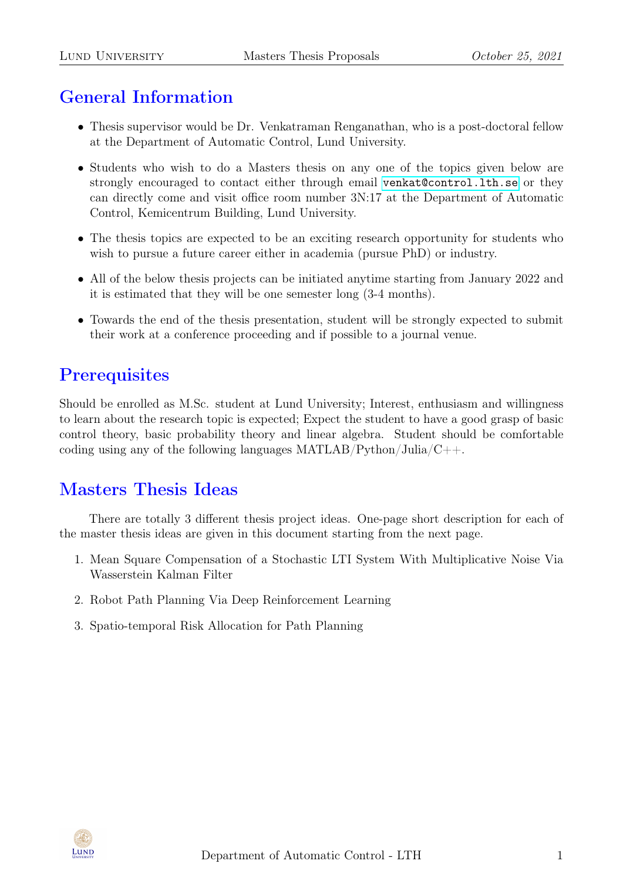# General Information

- Thesis supervisor would be Dr. Venkatraman Renganathan, who is a post-doctoral fellow at the Department of Automatic Control, Lund University.
- Students who wish to do a Masters thesis on any one of the topics given below are strongly encouraged to contact either through email venkat@control.lth.se or they can directly come and visit office room number 3N:17 at the Department of Automatic Control, Kemicentrum Building, Lund University.
- The thesis topics are expected to be an exciting research opportunity for students who wish to pursue a future career either in academia (pursue PhD) or industry.
- All of the below thesis projects can be initiated anytime starting from January 2022 and it is estimated that they will be one semester long (3-4 months).
- Towards the end of the thesis presentation, student will be strongly expected to submit their work at a conference proceeding and if possible to a journal venue.

# Prerequisites

Should be enrolled as M.Sc. student at Lund University; Interest, enthusiasm and willingness to learn about the research topic is expected; Expect the student to have a good grasp of basic control theory, basic probability theory and linear algebra. Student should be comfortable coding using any of the following languages MATLAB/Python/Julia/C++.

# Masters Thesis Ideas

There are totally 3 different thesis project ideas. One-page short description for each of the master thesis ideas are given in this document starting from the next page.

1. Mean Square Compensation of a Stochastic LTI System With Multiplicative Noise Via Wasserstein Kalman Filter
2. Robot Path Planning Via Deep Reinforcement Learning
3. Spatio-temporal Risk Allocation for Path Planning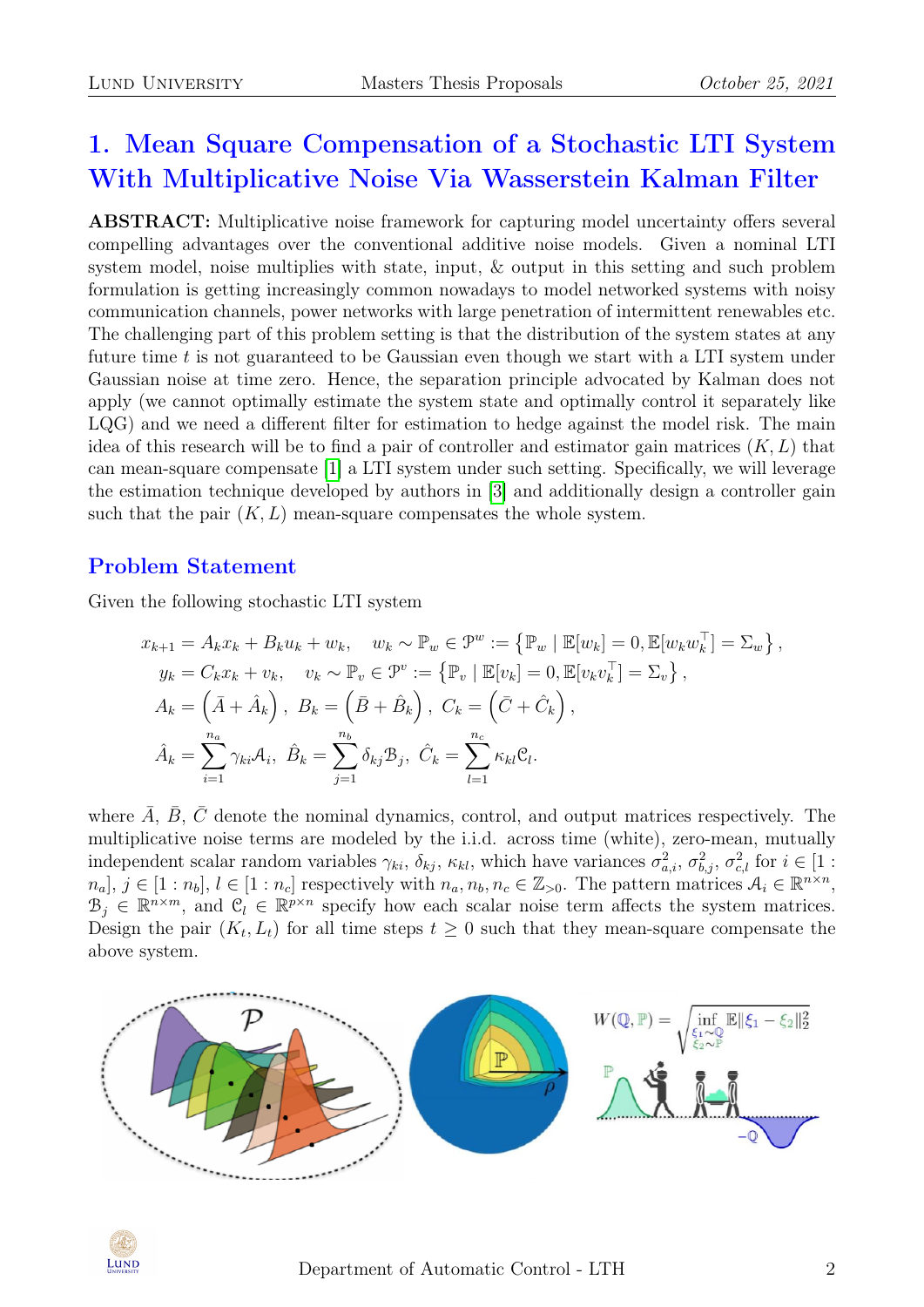# 1. Mean Square Compensation of a Stochastic LTI System With Multiplicative Noise Via Wasserstein Kalman Filter

**ABSTRACT:** Multiplicative noise framework for capturing model uncertainty offers several compelling advantages over the conventional additive noise models. Given a nominal LTI system model, noise multiplies with state, input, & output in this setting and such problem formulation is getting increasingly common nowadays to model networked systems with noisy communication channels, power networks with large penetration of intermittent renewables etc. The challenging part of this problem setting is that the distribution of the system states at any future time $t$ is not guaranteed to be Gaussian even though we start with a LTI system under Gaussian noise at time zero. Hence, the separation principle advocated by Kalman does not apply (we cannot optimally estimate the system state and optimally control it separately like LQG) and we need a different filter for estimation to hedge against the model risk. The main idea of this research will be to find a pair of controller and estimator gain matrices $(K, L)$ that can mean-square compensate [1] a LTI system under such setting. Specifically, we will leverage the estimation technique developed by authors in [3] and additionally design a controller gain such that the pair $(K, L)$ mean-square compensates the whole system.

## Problem Statement

Given the following stochastic LTI system

$$
\begin{aligned}
x_{k+1} &= A_k x_k + B_k u_k + w_k, \quad w_k \sim \mathbb{P}_w \in \mathcal{P}^w := \left\{ \mathbb{P}_w \mid \mathbb{E}[w_k] = 0, \mathbb{E}[w_k w_k^\top] = \Sigma_w \right\}, \\
y_k &= C_k x_k + v_k, \quad v_k \sim \mathbb{P}_v \in \mathcal{P}^v := \left\{ \mathbb{P}_v \mid \mathbb{E}[v_k] = 0, \mathbb{E}[v_k v_k^\top] = \Sigma_v \right\}, \\
A_k &= \left( \bar{A} + \hat{A}_k \right), \; B_k = \left( \bar{B} + \hat{B}_k \right), \; C_k = \left( \bar{C} + \hat{C}_k \right), \\
\hat{A}_k &= \sum_{i=1}^{n_a} \gamma_{ki} \mathcal{A}_i, \; \hat{B}_k = \sum_{j=1}^{n_b} \delta_{kj} \mathcal{B}_j, \; \hat{C}_k = \sum_{l=1}^{n_c} \kappa_{kl} \mathcal{C}_l.
\end{aligned}
$$

where $\bar{A}$, $\bar{B}$, $\bar{C}$ denote the nominal dynamics, control, and output matrices respectively. The multiplicative noise terms are modeled by the i.i.d. across time (white), zero-mean, mutually independent scalar random variables $\gamma_{ki}$, $\delta_{kj}$, $\kappa_{kl}$, which have variances $\sigma^2_{a,i}$, $\sigma^2_{b,j}$, $\sigma^2_{c,l}$ for $i \in [1 : n_a]$, $j \in [1 : n_b]$, $l \in [1 : n_c]$ respectively with $n_a, n_b, n_c \in \mathbb{Z}_{>0}$. The pattern matrices $\mathcal{A}_i \in \mathbb{R}^{n \times n}$, $\mathcal{B}_j \in \mathbb{R}^{n \times m}$, and $\mathcal{C}_l \in \mathbb{R}^{p \times n}$ specify how each scalar noise term affects the system matrices. Design the pair $(K_t, L_t)$ for all time steps $t \geq 0$ such that they mean-square compensate the above system.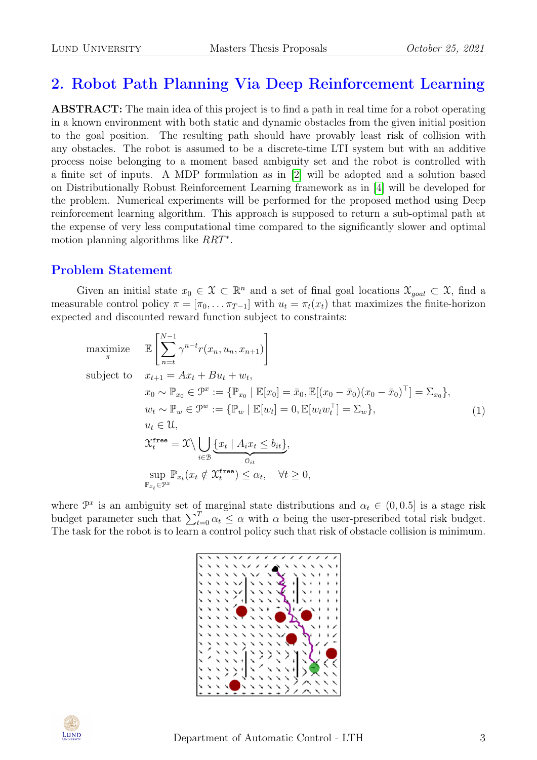## 2. Robot Path Planning Via Deep Reinforcement Learning

**ABSTRACT:** The main idea of this project is to find a path in real time for a robot operating in a known environment with both static and dynamic obstacles from the given initial position to the goal position. The resulting path should have provably least risk of collision with any obstacles. The robot is assumed to be a discrete-time LTI system but with an additive process noise belonging to a moment based ambiguity set and the robot is controlled with a finite set of inputs. A MDP formulation as in [2] will be adopted and a solution based on Distributionally Robust Reinforcement Learning framework as in [4] will be developed for the problem. Numerical experiments will be performed for the proposed method using Deep reinforcement learning algorithm. This approach is supposed to return a sub-optimal path at the expense of very less computational time compared to the significantly slower and optimal motion planning algorithms like $RRT^*$.

### Problem Statement

Given an initial state $x_0 \in \mathcal{X} \subset \mathbb{R}^n$ and a set of final goal locations $\mathcal{X}_{goal} \subset \mathcal{X}$, find a measurable control policy $\pi = [\pi_0, \ldots \pi_{T-1}]$ with $u_t = \pi_t(x_t)$ that maximizes the finite-horizon expected and discounted reward function subject to constraints:

$$
\begin{aligned}
\underset{\pi}{\text{maximize}} \quad & \mathbb{E}\left[\sum_{n=t}^{N-1} \gamma^{n-t} r(x_n, u_n, x_{n+1})\right] \\
\text{subject to} \quad & x_{t+1} = Ax_t + Bu_t + w_t, \\
& x_0 \sim \mathbb{P}_{x_0} \in \mathcal{P}^x := \{\mathbb{P}_{x_0} \mid \mathbb{E}[x_0] = \bar{x}_0, \mathbb{E}[(x_0 - \bar{x}_0)(x_0 - \bar{x}_0)^\top] = \Sigma_{x_0}\}, \\
& w_t \sim \mathbb{P}_w \in \mathcal{P}^w := \{\mathbb{P}_w \mid \mathbb{E}[w_t] = 0, \mathbb{E}[w_t w_t^\top] = \Sigma_w\}, \\
& u_t \in \mathcal{U}, \\
& \mathcal{X}_t^{\texttt{free}} = \mathcal{X} \backslash \bigcup_{i \in \mathcal{B}} \underbrace{\{x_t \mid A_i x_t \leq b_{it}\}}_{\mathcal{O}_{it}}, \\
& \sup_{\mathbb{P}_{x_t} \in \mathcal{P}^x} \mathbb{P}_{x_t}(x_t \notin \mathcal{X}_t^{\texttt{free}}) \leq \alpha_t, \quad \forall t \geq 0,
\end{aligned}
\tag{1}
$$

where $\mathcal{P}^x$ is an ambiguity set of marginal state distributions and $\alpha_t \in (0, 0.5]$ is a stage risk budget parameter such that $\sum_{t=0}^{T} \alpha_t \leq \alpha$ with $\alpha$ being the user-prescribed total risk budget. The task for the robot is to learn a control policy such that risk of obstacle collision is minimum.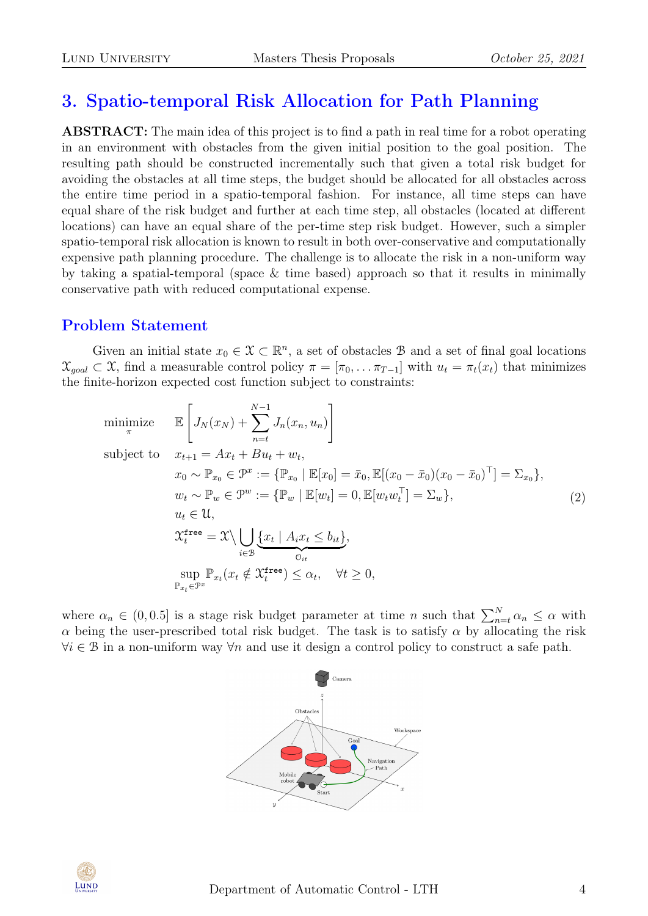## 3. Spatio-temporal Risk Allocation for Path Planning

**ABSTRACT:** The main idea of this project is to find a path in real time for a robot operating in an environment with obstacles from the given initial position to the goal position. The resulting path should be constructed incrementally such that given a total risk budget for avoiding the obstacles at all time steps, the budget should be allocated for all obstacles across the entire time period in a spatio-temporal fashion. For instance, all time steps can have equal share of the risk budget and further at each time step, all obstacles (located at different locations) can have an equal share of the per-time step risk budget. However, such a simpler spatio-temporal risk allocation is known to result in both over-conservative and computationally expensive path planning procedure. The challenge is to allocate the risk in a non-uniform way by taking a spatial-temporal (space & time based) approach so that it results in minimally conservative path with reduced computational expense.

### Problem Statement

Given an initial state $x_0 \in \mathcal{X} \subset \mathbb{R}^n$, a set of obstacles $\mathcal{B}$ and a set of final goal locations $\mathcal{X}_{goal} \subset \mathcal{X}$, find a measurable control policy $\pi = [\pi_0, \dots \pi_{T-1}]$ with $u_t = \pi_t(x_t)$ that minimizes the finite-horizon expected cost function subject to constraints:

$$
\begin{aligned}
\underset{\pi}{\text{minimize}} \quad & \mathbb{E}\left[ J_N(x_N) + \sum_{n=t}^{N-1} J_n(x_n, u_n) \right] \\
\text{subject to} \quad & x_{t+1} = Ax_t + Bu_t + w_t, \\
& x_0 \sim \mathbb{P}_{x_0} \in \mathcal{P}^x := \{\mathbb{P}_{x_0} \mid \mathbb{E}[x_0] = \bar{x}_0, \mathbb{E}[(x_0 - \bar{x}_0)(x_0 - \bar{x}_0)^\top] = \Sigma_{x_0}\}, \\
& w_t \sim \mathbb{P}_w \in \mathcal{P}^w := \{\mathbb{P}_w \mid \mathbb{E}[w_t] = 0, \mathbb{E}[w_t w_t^\top] = \Sigma_w\}, \\
& u_t \in \mathcal{U}, \\
& \mathcal{X}_t^{\texttt{free}} = \mathcal{X} \backslash \bigcup_{i \in \mathcal{B}} \underbrace{\{x_t \mid A_i x_t \le b_{it}\}}_{\mathcal{O}_{it}}, \\
& \sup_{\mathbb{P}_{x_t} \in \mathcal{P}^x} \mathbb{P}_{x_t}(x_t \notin \mathcal{X}_t^{\texttt{free}}) \le \alpha_t, \quad \forall t \ge 0,
\end{aligned}
\tag{2}
$$

where $\alpha_n \in (0, 0.5]$ is a stage risk budget parameter at time $n$ such that $\sum_{n=t}^{N} \alpha_n \le \alpha$ with $\alpha$ being the user-prescribed total risk budget. The task is to satisfy $\alpha$ by allocating the risk $\forall i \in \mathcal{B}$ in a non-uniform way $\forall n$ and use it design a control policy to construct a safe path.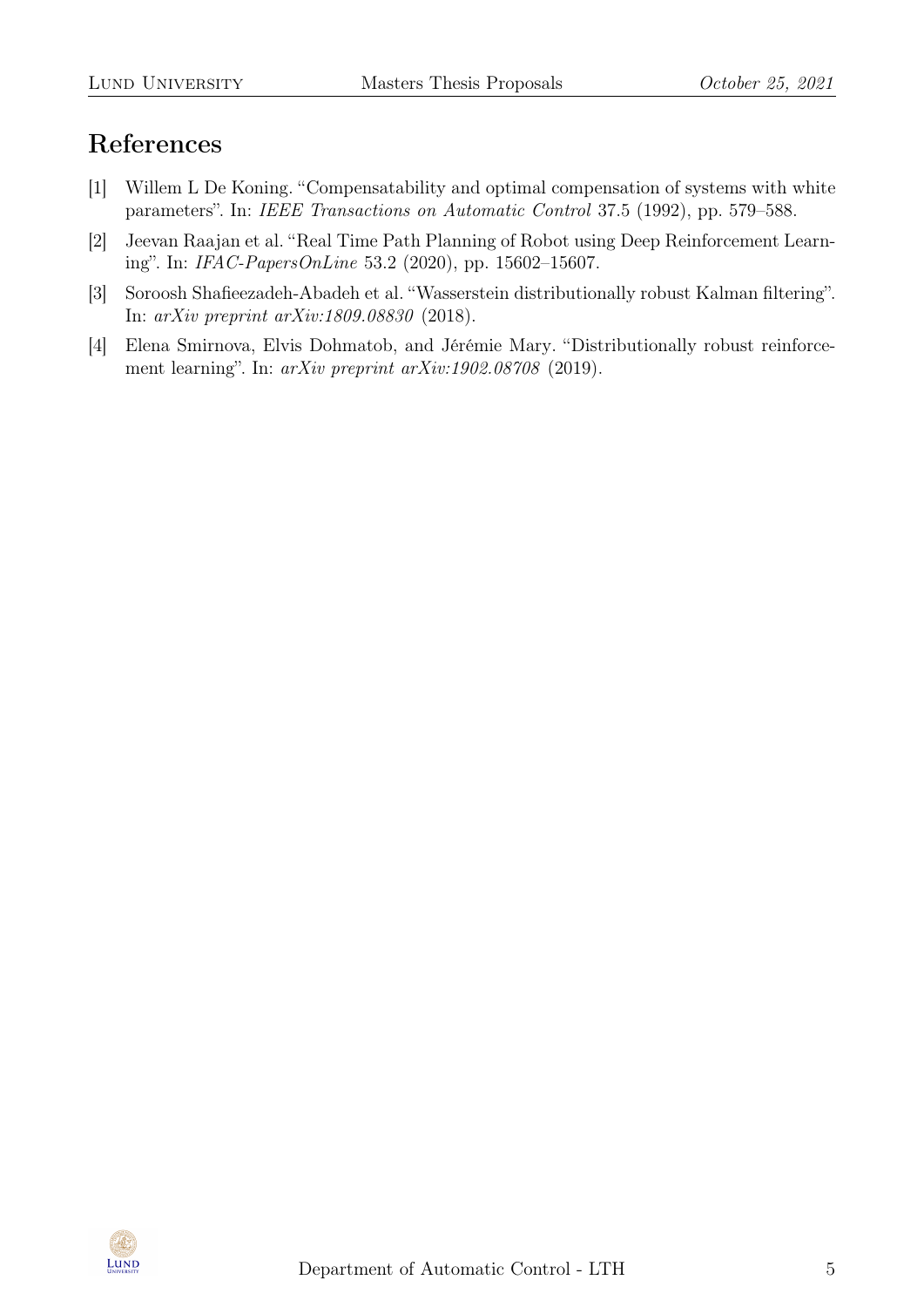# References

[1] Willem L De Koning. "Compensatability and optimal compensation of systems with white parameters". In: *IEEE Transactions on Automatic Control* 37.5 (1992), pp. 579–588.

[2] Jeevan Raajan et al. "Real Time Path Planning of Robot using Deep Reinforcement Learning". In: *IFAC-PapersOnLine* 53.2 (2020), pp. 15602–15607.

[3] Soroosh Shafieezadeh-Abadeh et al. "Wasserstein distributionally robust Kalman filtering". In: *arXiv preprint arXiv:1809.08830* (2018).

[4] Elena Smirnova, Elvis Dohmatob, and Jérémie Mary. "Distributionally robust reinforcement learning". In: *arXiv preprint arXiv:1902.08708* (2019).